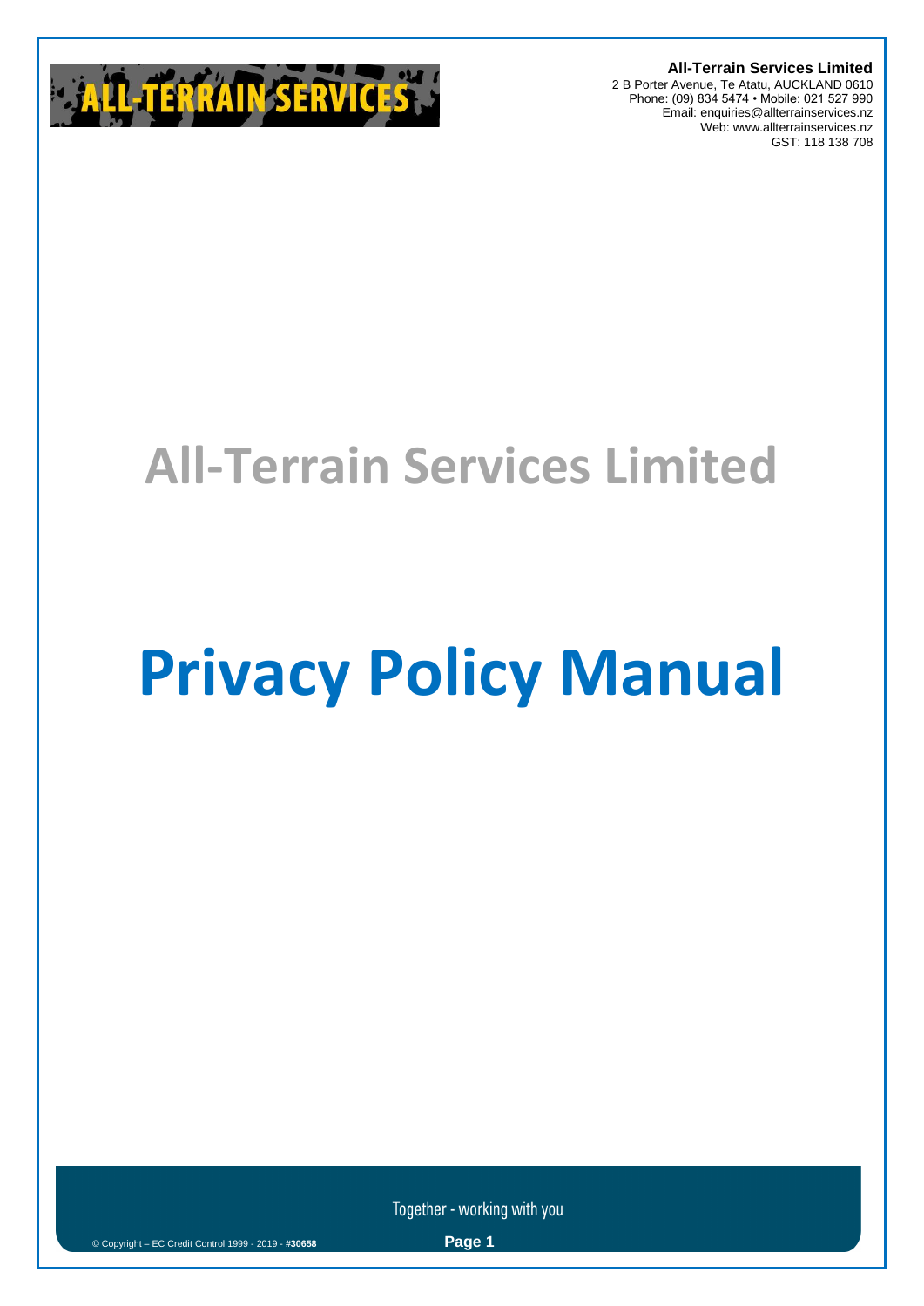**All-Terrain Services Limited**
2 B Porter Avenue, Te Atatu, AUCKLAND 0610
Phone: (09) 834 5474 • Mobile: 021 527 990
Email: enquiries@allterrainservices.nz
Web: www.allterrainservices.nz
GST: 118 138 708

## All-Terrain Services Limited

# Privacy Policy Manual

Together - working with you

© Copyright – EC Credit Control 1999 - 2019 - #30658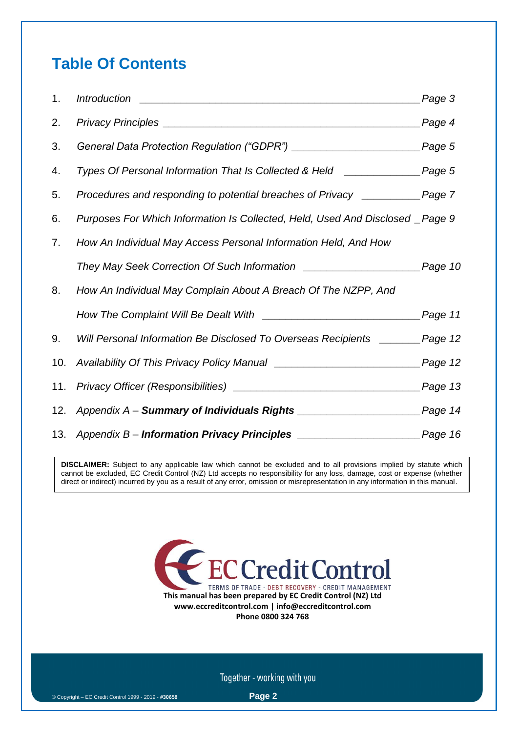# Table Of Contents

1. *Introduction* — *Page 3*
2. *Privacy Principles* — *Page 4*
3. *General Data Protection Regulation ("GDPR")* — *Page 5*
4. *Types Of Personal Information That Is Collected & Held* — *Page 5*
5. *Procedures and responding to potential breaches of Privacy* — *Page 7*
6. *Purposes For Which Information Is Collected, Held, Used And Disclosed* — *Page 9*
7. *How An Individual May Access Personal Information Held, And How They May Seek Correction Of Such Information* — *Page 10*
8. *How An Individual May Complain About A Breach Of The NZPP, And How The Complaint Will Be Dealt With* — *Page 11*
9. *Will Personal Information Be Disclosed To Overseas Recipients* — *Page 12*
10. *Availability Of This Privacy Policy Manual* — *Page 12*
11. *Privacy Officer (Responsibilities)* — *Page 13*
12. *Appendix A – **Summary of Individuals Rights*** — *Page 14*
13. *Appendix B – **Information Privacy Principles*** — *Page 16*

**DISCLAIMER:** Subject to any applicable law which cannot be excluded and to all provisions implied by statute which cannot be excluded, EC Credit Control (NZ) Ltd accepts no responsibility for any loss, damage, cost or expense (whether direct or indirect) incurred by you as a result of any error, omission or misrepresentation in any information in this manual.

EC Credit Control
TERMS OF TRADE - DEBT RECOVERY - CREDIT MANAGEMENT

**This manual has been prepared by EC Credit Control (NZ) Ltd**
**www.eccreditcontrol.com | info@eccreditcontrol.com**
**Phone 0800 324 768**

Together - working with you

© Copyright – EC Credit Control 1999 - 2019 - **#30658**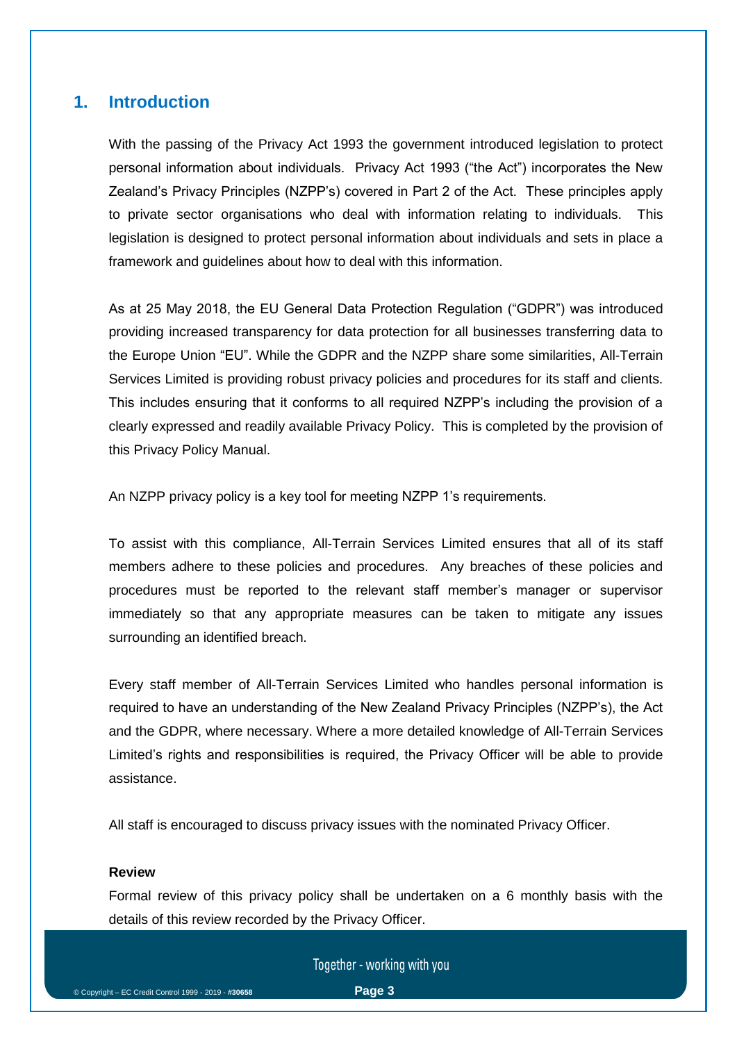## 1. Introduction

With the passing of the Privacy Act 1993 the government introduced legislation to protect personal information about individuals. Privacy Act 1993 ("the Act") incorporates the New Zealand's Privacy Principles (NZPP's) covered in Part 2 of the Act. These principles apply to private sector organisations who deal with information relating to individuals. This legislation is designed to protect personal information about individuals and sets in place a framework and guidelines about how to deal with this information.

As at 25 May 2018, the EU General Data Protection Regulation ("GDPR") was introduced providing increased transparency for data protection for all businesses transferring data to the Europe Union "EU". While the GDPR and the NZPP share some similarities, All-Terrain Services Limited is providing robust privacy policies and procedures for its staff and clients. This includes ensuring that it conforms to all required NZPP's including the provision of a clearly expressed and readily available Privacy Policy. This is completed by the provision of this Privacy Policy Manual.

An NZPP privacy policy is a key tool for meeting NZPP 1's requirements.

To assist with this compliance, All-Terrain Services Limited ensures that all of its staff members adhere to these policies and procedures. Any breaches of these policies and procedures must be reported to the relevant staff member's manager or supervisor immediately so that any appropriate measures can be taken to mitigate any issues surrounding an identified breach.

Every staff member of All-Terrain Services Limited who handles personal information is required to have an understanding of the New Zealand Privacy Principles (NZPP's), the Act and the GDPR, where necessary. Where a more detailed knowledge of All-Terrain Services Limited's rights and responsibilities is required, the Privacy Officer will be able to provide assistance.

All staff is encouraged to discuss privacy issues with the nominated Privacy Officer.

**Review**

Formal review of this privacy policy shall be undertaken on a 6 monthly basis with the details of this review recorded by the Privacy Officer.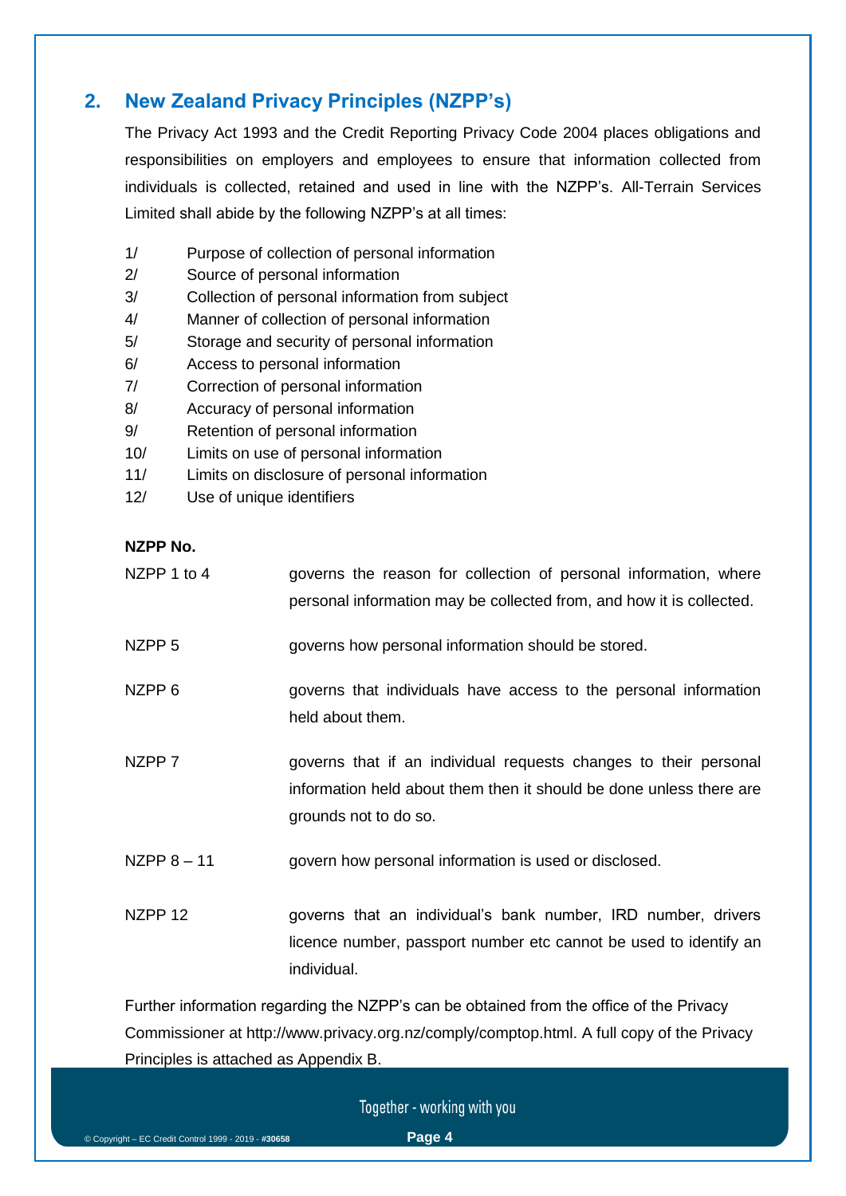## 2. New Zealand Privacy Principles (NZPP's)

The Privacy Act 1993 and the Credit Reporting Privacy Code 2004 places obligations and responsibilities on employers and employees to ensure that information collected from individuals is collected, retained and used in line with the NZPP's. All-Terrain Services Limited shall abide by the following NZPP's at all times:

1/ Purpose of collection of personal information
2/ Source of personal information
3/ Collection of personal information from subject
4/ Manner of collection of personal information
5/ Storage and security of personal information
6/ Access to personal information
7/ Correction of personal information
8/ Accuracy of personal information
9/ Retention of personal information
10/ Limits on use of personal information
11/ Limits on disclosure of personal information
12/ Use of unique identifiers

| **NZPP No.** | |
|---|---|
| NZPP 1 to 4 | governs the reason for collection of personal information, where personal information may be collected from, and how it is collected. |
| NZPP 5 | governs how personal information should be stored. |
| NZPP 6 | governs that individuals have access to the personal information held about them. |
| NZPP 7 | governs that if an individual requests changes to their personal information held about them then it should be done unless there are grounds not to do so. |
| NZPP 8 – 11 | govern how personal information is used or disclosed. |
| NZPP 12 | governs that an individual's bank number, IRD number, drivers licence number, passport number etc cannot be used to identify an individual. |

Further information regarding the NZPP's can be obtained from the office of the Privacy Commissioner at http://www.privacy.org.nz/comply/comptop.html. A full copy of the Privacy Principles is attached as Appendix B.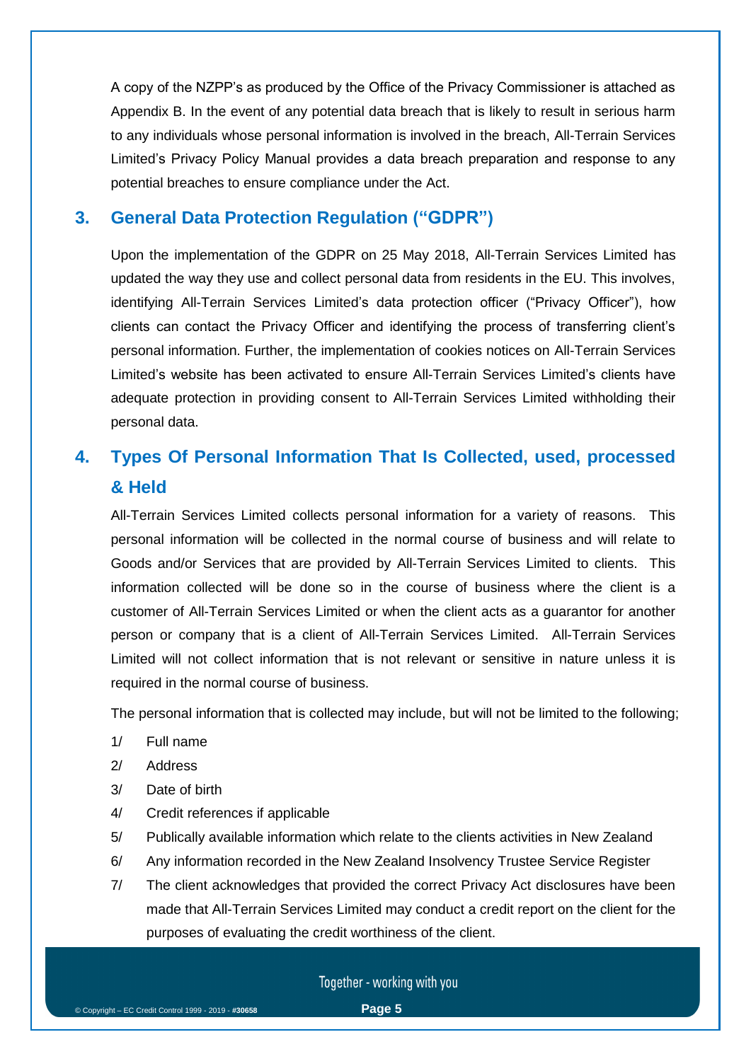A copy of the NZPP's as produced by the Office of the Privacy Commissioner is attached as Appendix B. In the event of any potential data breach that is likely to result in serious harm to any individuals whose personal information is involved in the breach, All-Terrain Services Limited's Privacy Policy Manual provides a data breach preparation and response to any potential breaches to ensure compliance under the Act.

## 3. General Data Protection Regulation ("GDPR")

Upon the implementation of the GDPR on 25 May 2018, All-Terrain Services Limited has updated the way they use and collect personal data from residents in the EU. This involves, identifying All-Terrain Services Limited's data protection officer ("Privacy Officer"), how clients can contact the Privacy Officer and identifying the process of transferring client's personal information. Further, the implementation of cookies notices on All-Terrain Services Limited's website has been activated to ensure All-Terrain Services Limited's clients have adequate protection in providing consent to All-Terrain Services Limited withholding their personal data.

## 4. Types Of Personal Information That Is Collected, used, processed & Held

All-Terrain Services Limited collects personal information for a variety of reasons. This personal information will be collected in the normal course of business and will relate to Goods and/or Services that are provided by All-Terrain Services Limited to clients. This information collected will be done so in the course of business where the client is a customer of All-Terrain Services Limited or when the client acts as a guarantor for another person or company that is a client of All-Terrain Services Limited. All-Terrain Services Limited will not collect information that is not relevant or sensitive in nature unless it is required in the normal course of business.

The personal information that is collected may include, but will not be limited to the following;

1/ Full name

2/ Address

3/ Date of birth

4/ Credit references if applicable

5/ Publically available information which relate to the clients activities in New Zealand

6/ Any information recorded in the New Zealand Insolvency Trustee Service Register

7/ The client acknowledges that provided the correct Privacy Act disclosures have been made that All-Terrain Services Limited may conduct a credit report on the client for the purposes of evaluating the credit worthiness of the client.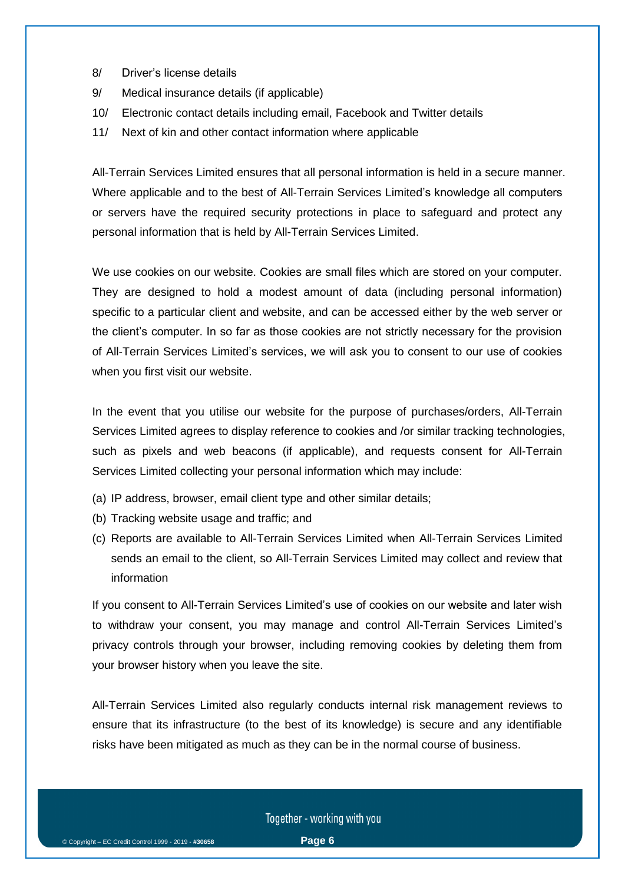8/ Driver's license details

9/ Medical insurance details (if applicable)

10/ Electronic contact details including email, Facebook and Twitter details

11/ Next of kin and other contact information where applicable

All-Terrain Services Limited ensures that all personal information is held in a secure manner. Where applicable and to the best of All-Terrain Services Limited's knowledge all computers or servers have the required security protections in place to safeguard and protect any personal information that is held by All-Terrain Services Limited.

We use cookies on our website. Cookies are small files which are stored on your computer. They are designed to hold a modest amount of data (including personal information) specific to a particular client and website, and can be accessed either by the web server or the client's computer. In so far as those cookies are not strictly necessary for the provision of All-Terrain Services Limited's services, we will ask you to consent to our use of cookies when you first visit our website.

In the event that you utilise our website for the purpose of purchases/orders, All-Terrain Services Limited agrees to display reference to cookies and /or similar tracking technologies, such as pixels and web beacons (if applicable), and requests consent for All-Terrain Services Limited collecting your personal information which may include:

(a) IP address, browser, email client type and other similar details;

(b) Tracking website usage and traffic; and

(c) Reports are available to All-Terrain Services Limited when All-Terrain Services Limited sends an email to the client, so All-Terrain Services Limited may collect and review that information

If you consent to All-Terrain Services Limited's use of cookies on our website and later wish to withdraw your consent, you may manage and control All-Terrain Services Limited's privacy controls through your browser, including removing cookies by deleting them from your browser history when you leave the site.

All-Terrain Services Limited also regularly conducts internal risk management reviews to ensure that its infrastructure (to the best of its knowledge) is secure and any identifiable risks have been mitigated as much as they can be in the normal course of business.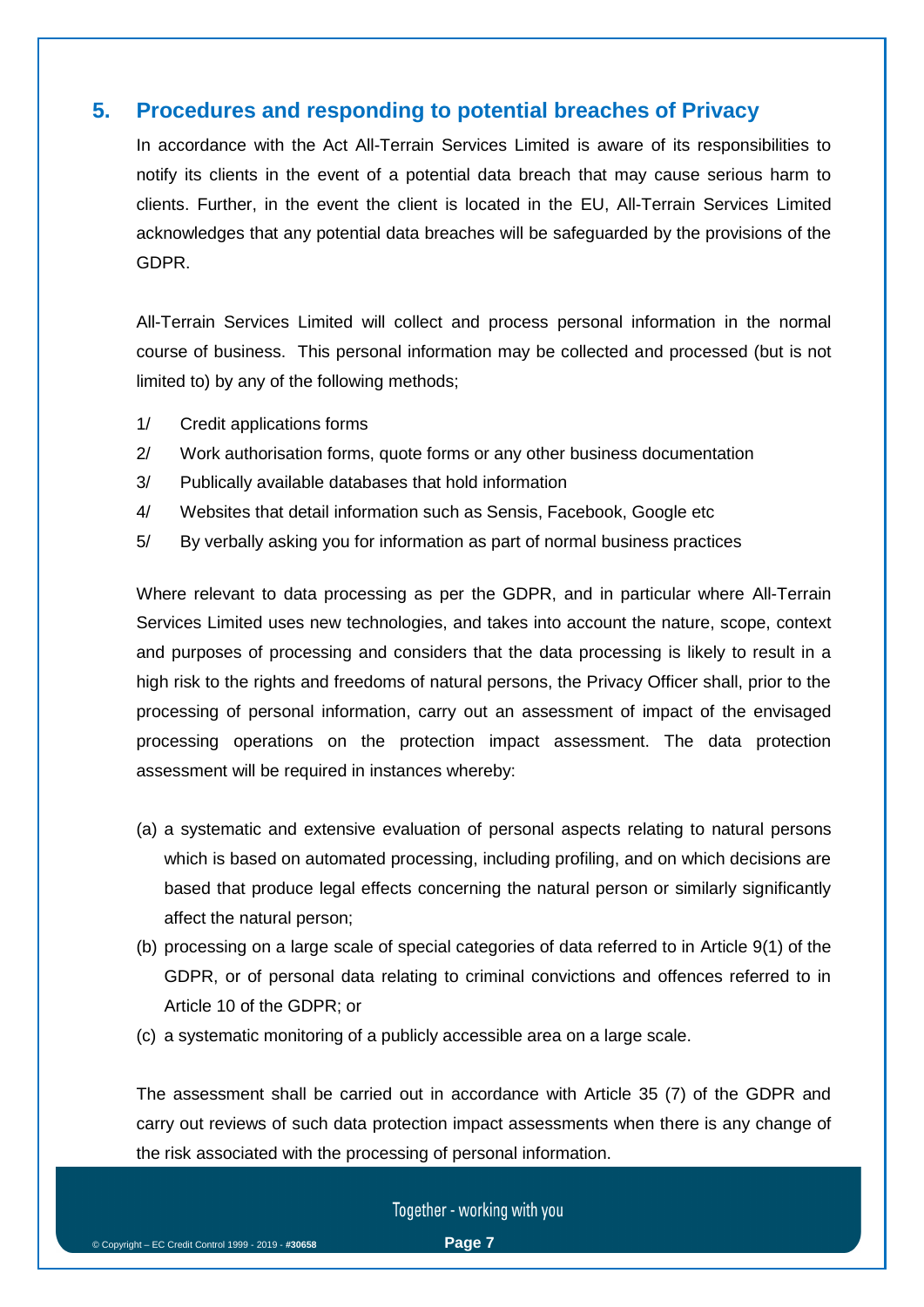## 5. Procedures and responding to potential breaches of Privacy

In accordance with the Act All-Terrain Services Limited is aware of its responsibilities to notify its clients in the event of a potential data breach that may cause serious harm to clients. Further, in the event the client is located in the EU, All-Terrain Services Limited acknowledges that any potential data breaches will be safeguarded by the provisions of the GDPR.

All-Terrain Services Limited will collect and process personal information in the normal course of business. This personal information may be collected and processed (but is not limited to) by any of the following methods;

1/ Credit applications forms

2/ Work authorisation forms, quote forms or any other business documentation

3/ Publically available databases that hold information

4/ Websites that detail information such as Sensis, Facebook, Google etc

5/ By verbally asking you for information as part of normal business practices

Where relevant to data processing as per the GDPR, and in particular where All-Terrain Services Limited uses new technologies, and takes into account the nature, scope, context and purposes of processing and considers that the data processing is likely to result in a high risk to the rights and freedoms of natural persons, the Privacy Officer shall, prior to the processing of personal information, carry out an assessment of impact of the envisaged processing operations on the protection impact assessment. The data protection assessment will be required in instances whereby:

(a) a systematic and extensive evaluation of personal aspects relating to natural persons which is based on automated processing, including profiling, and on which decisions are based that produce legal effects concerning the natural person or similarly significantly affect the natural person;

(b) processing on a large scale of special categories of data referred to in Article 9(1) of the GDPR, or of personal data relating to criminal convictions and offences referred to in Article 10 of the GDPR; or

(c) a systematic monitoring of a publicly accessible area on a large scale.

The assessment shall be carried out in accordance with Article 35 (7) of the GDPR and carry out reviews of such data protection impact assessments when there is any change of the risk associated with the processing of personal information.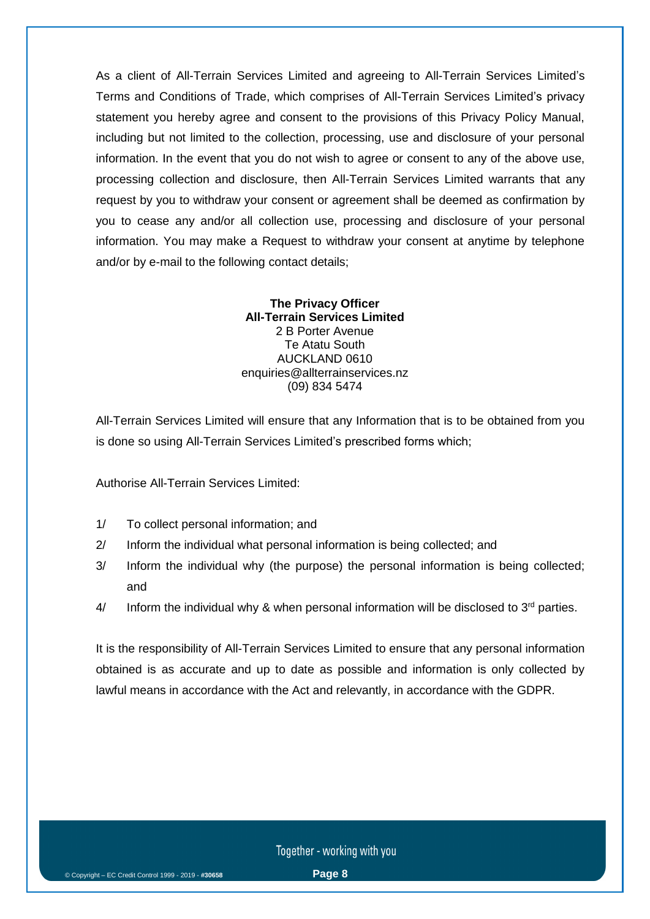As a client of All-Terrain Services Limited and agreeing to All-Terrain Services Limited's Terms and Conditions of Trade, which comprises of All-Terrain Services Limited's privacy statement you hereby agree and consent to the provisions of this Privacy Policy Manual, including but not limited to the collection, processing, use and disclosure of your personal information. In the event that you do not wish to agree or consent to any of the above use, processing collection and disclosure, then All-Terrain Services Limited warrants that any request by you to withdraw your consent or agreement shall be deemed as confirmation by you to cease any and/or all collection use, processing and disclosure of your personal information. You may make a Request to withdraw your consent at anytime by telephone and/or by e-mail to the following contact details;

**The Privacy Officer**
**All-Terrain Services Limited**
2 B Porter Avenue
Te Atatu South
AUCKLAND 0610
enquiries@allterrainservices.nz
(09) 834 5474

All-Terrain Services Limited will ensure that any Information that is to be obtained from you is done so using All-Terrain Services Limited's prescribed forms which;

Authorise All-Terrain Services Limited:

1/ To collect personal information; and

2/ Inform the individual what personal information is being collected; and

3/ Inform the individual why (the purpose) the personal information is being collected; and

4/ Inform the individual why & when personal information will be disclosed to 3rd parties.

It is the responsibility of All-Terrain Services Limited to ensure that any personal information obtained is as accurate and up to date as possible and information is only collected by lawful means in accordance with the Act and relevantly, in accordance with the GDPR.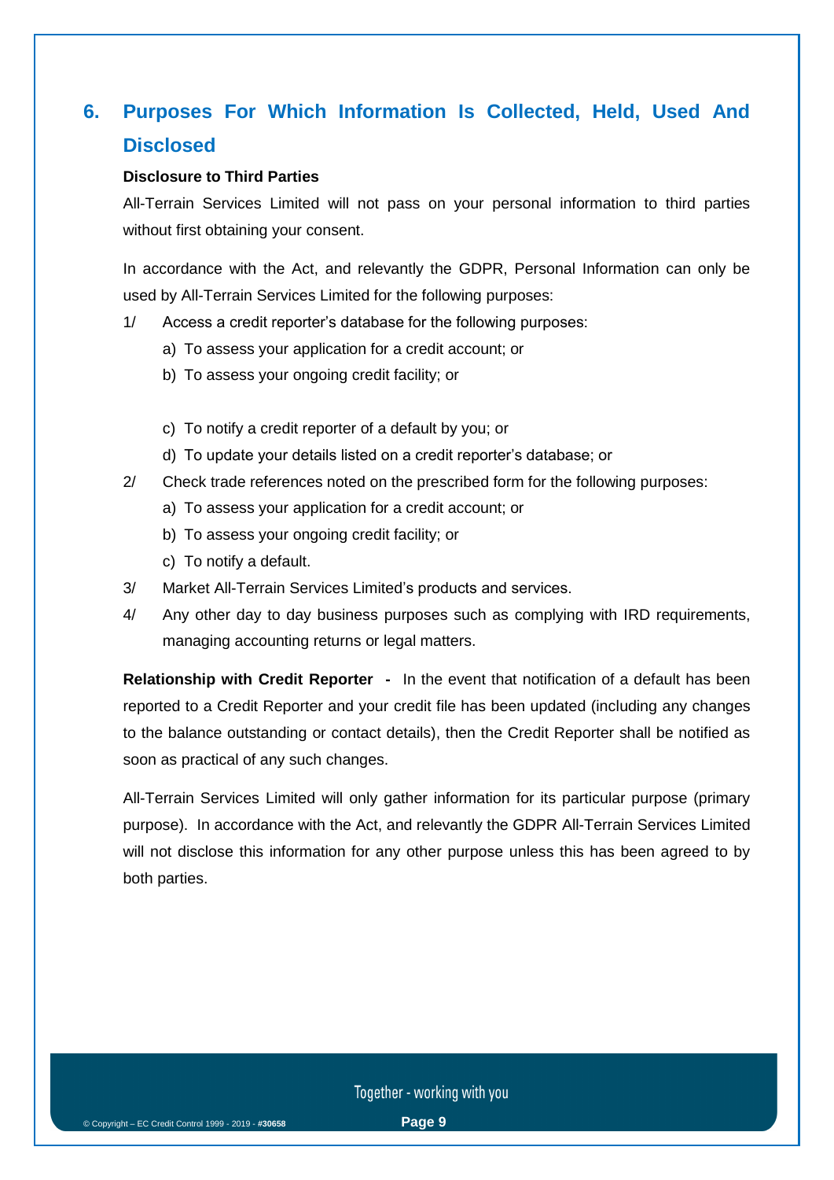## 6. Purposes For Which Information Is Collected, Held, Used And Disclosed

**Disclosure to Third Parties**

All-Terrain Services Limited will not pass on your personal information to third parties without first obtaining your consent.

In accordance with the Act, and relevantly the GDPR, Personal Information can only be used by All-Terrain Services Limited for the following purposes:

1/ Access a credit reporter's database for the following purposes:
   - a) To assess your application for a credit account; or
   - b) To assess your ongoing credit facility; or
   - c) To notify a credit reporter of a default by you; or
   - d) To update your details listed on a credit reporter's database; or

2/ Check trade references noted on the prescribed form for the following purposes:
   - a) To assess your application for a credit account; or
   - b) To assess your ongoing credit facility; or
   - c) To notify a default.

3/ Market All-Terrain Services Limited's products and services.

4/ Any other day to day business purposes such as complying with IRD requirements, managing accounting returns or legal matters.

**Relationship with Credit Reporter -** In the event that notification of a default has been reported to a Credit Reporter and your credit file has been updated (including any changes to the balance outstanding or contact details), then the Credit Reporter shall be notified as soon as practical of any such changes.

All-Terrain Services Limited will only gather information for its particular purpose (primary purpose). In accordance with the Act, and relevantly the GDPR All-Terrain Services Limited will not disclose this information for any other purpose unless this has been agreed to by both parties.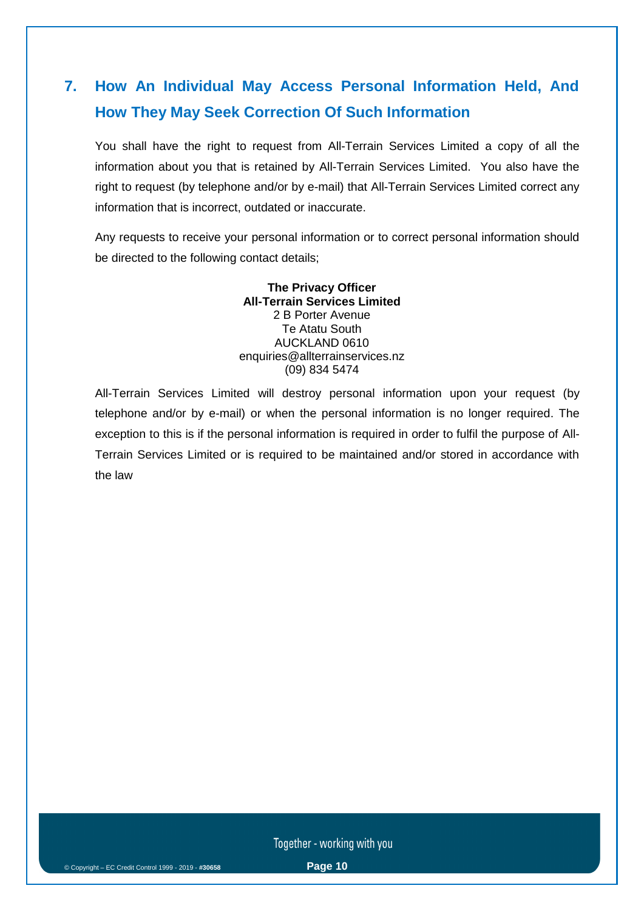## 7. How An Individual May Access Personal Information Held, And How They May Seek Correction Of Such Information

You shall have the right to request from All-Terrain Services Limited a copy of all the information about you that is retained by All-Terrain Services Limited. You also have the right to request (by telephone and/or by e-mail) that All-Terrain Services Limited correct any information that is incorrect, outdated or inaccurate.

Any requests to receive your personal information or to correct personal information should be directed to the following contact details;

**The Privacy Officer**
**All-Terrain Services Limited**
2 B Porter Avenue
Te Atatu South
AUCKLAND 0610
enquiries@allterrainservices.nz
(09) 834 5474

All-Terrain Services Limited will destroy personal information upon your request (by telephone and/or by e-mail) or when the personal information is no longer required. The exception to this is if the personal information is required in order to fulfil the purpose of All-Terrain Services Limited or is required to be maintained and/or stored in accordance with the law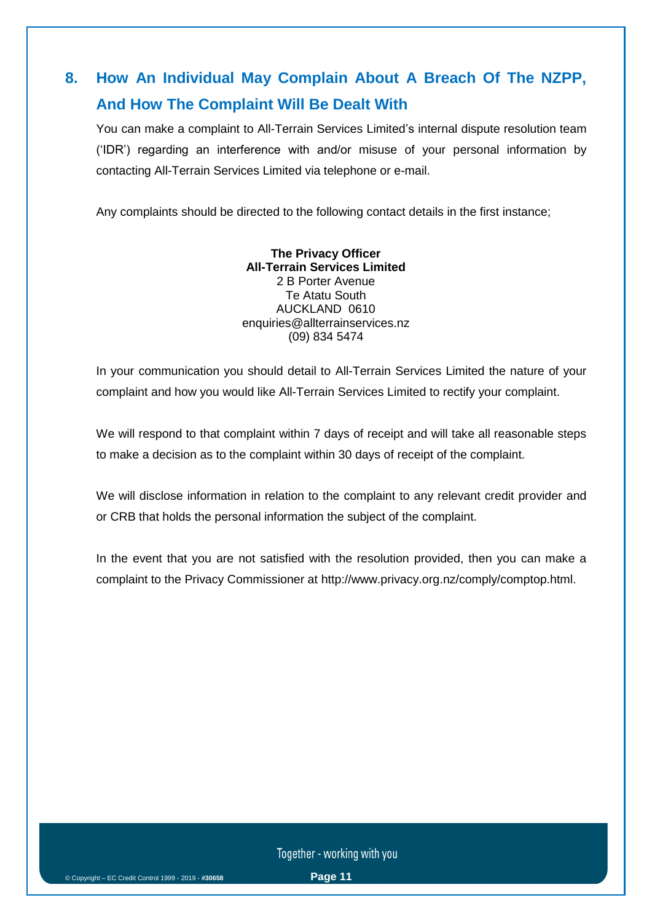## 8. How An Individual May Complain About A Breach Of The NZPP, And How The Complaint Will Be Dealt With

You can make a complaint to All-Terrain Services Limited's internal dispute resolution team ('IDR') regarding an interference with and/or misuse of your personal information by contacting All-Terrain Services Limited via telephone or e-mail.

Any complaints should be directed to the following contact details in the first instance;

**The Privacy Officer**
**All-Terrain Services Limited**
2 B Porter Avenue
Te Atatu South
AUCKLAND 0610
enquiries@allterrainservices.nz
(09) 834 5474

In your communication you should detail to All-Terrain Services Limited the nature of your complaint and how you would like All-Terrain Services Limited to rectify your complaint.

We will respond to that complaint within 7 days of receipt and will take all reasonable steps to make a decision as to the complaint within 30 days of receipt of the complaint.

We will disclose information in relation to the complaint to any relevant credit provider and or CRB that holds the personal information the subject of the complaint.

In the event that you are not satisfied with the resolution provided, then you can make a complaint to the Privacy Commissioner at http://www.privacy.org.nz/comply/comptop.html.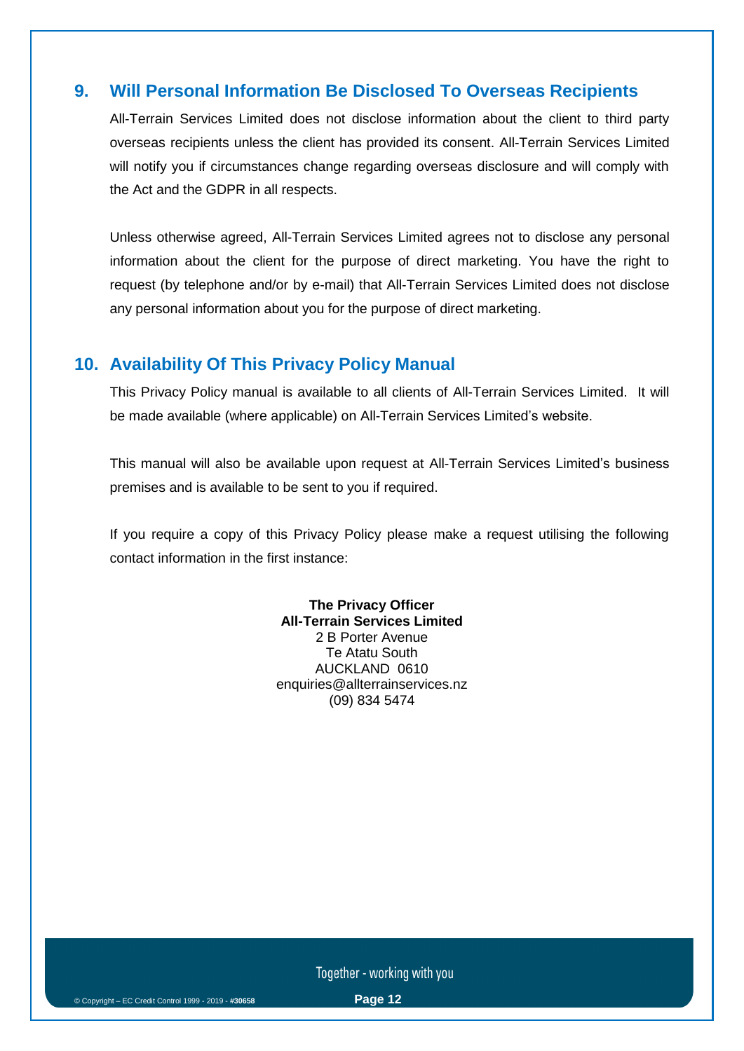## 9. Will Personal Information Be Disclosed To Overseas Recipients

All-Terrain Services Limited does not disclose information about the client to third party overseas recipients unless the client has provided its consent. All-Terrain Services Limited will notify you if circumstances change regarding overseas disclosure and will comply with the Act and the GDPR in all respects.

Unless otherwise agreed, All-Terrain Services Limited agrees not to disclose any personal information about the client for the purpose of direct marketing. You have the right to request (by telephone and/or by e-mail) that All-Terrain Services Limited does not disclose any personal information about you for the purpose of direct marketing.

## 10. Availability Of This Privacy Policy Manual

This Privacy Policy manual is available to all clients of All-Terrain Services Limited. It will be made available (where applicable) on All-Terrain Services Limited's website.

This manual will also be available upon request at All-Terrain Services Limited's business premises and is available to be sent to you if required.

If you require a copy of this Privacy Policy please make a request utilising the following contact information in the first instance:

**The Privacy Officer**
**All-Terrain Services Limited**
2 B Porter Avenue
Te Atatu South
AUCKLAND 0610
enquiries@allterrainservices.nz
(09) 834 5474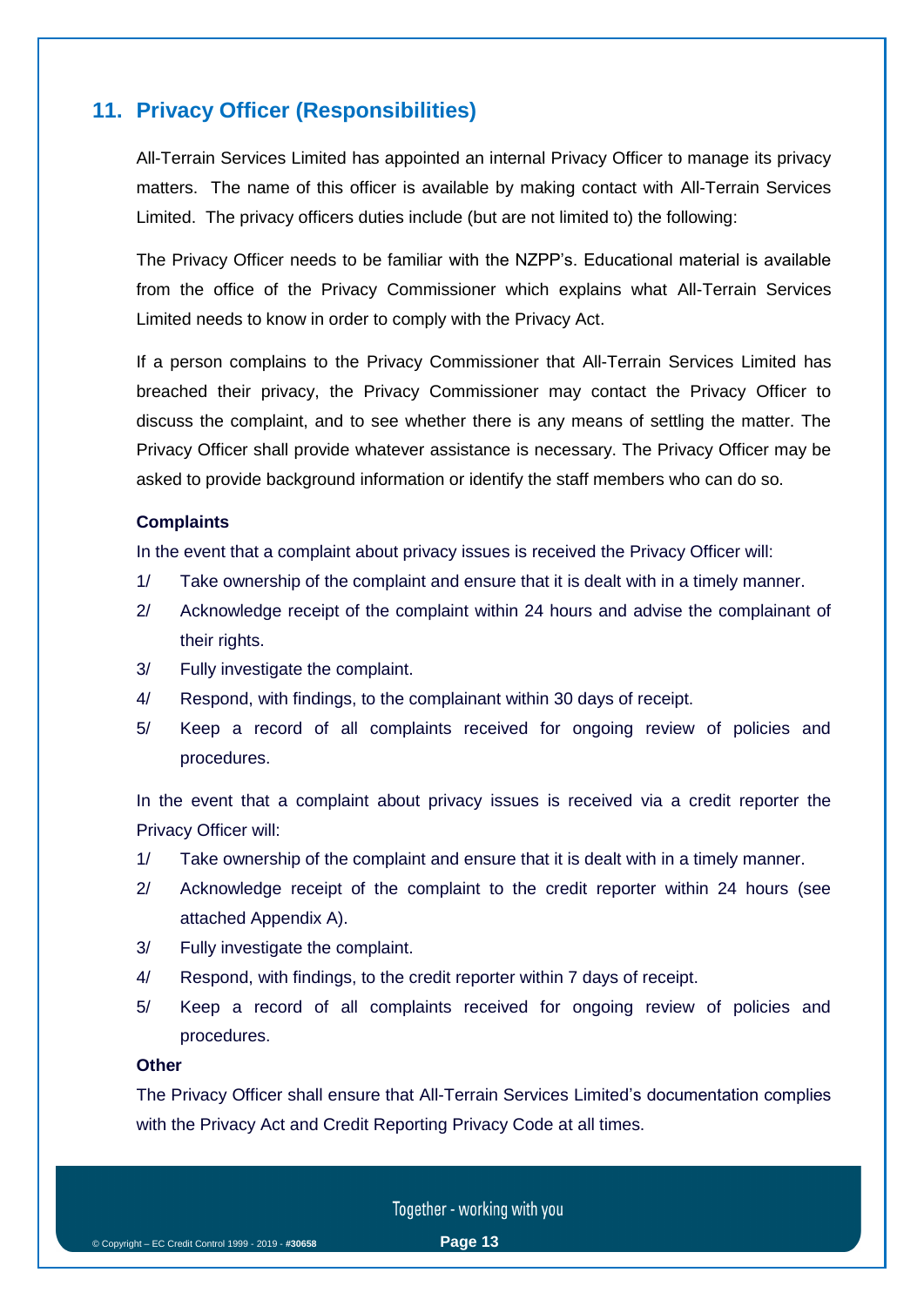## 11. Privacy Officer (Responsibilities)

All-Terrain Services Limited has appointed an internal Privacy Officer to manage its privacy matters. The name of this officer is available by making contact with All-Terrain Services Limited. The privacy officers duties include (but are not limited to) the following:

The Privacy Officer needs to be familiar with the NZPP's. Educational material is available from the office of the Privacy Commissioner which explains what All-Terrain Services Limited needs to know in order to comply with the Privacy Act.

If a person complains to the Privacy Commissioner that All-Terrain Services Limited has breached their privacy, the Privacy Commissioner may contact the Privacy Officer to discuss the complaint, and to see whether there is any means of settling the matter. The Privacy Officer shall provide whatever assistance is necessary. The Privacy Officer may be asked to provide background information or identify the staff members who can do so.

**Complaints**

In the event that a complaint about privacy issues is received the Privacy Officer will:

1/ Take ownership of the complaint and ensure that it is dealt with in a timely manner.

2/ Acknowledge receipt of the complaint within 24 hours and advise the complainant of their rights.

3/ Fully investigate the complaint.

4/ Respond, with findings, to the complainant within 30 days of receipt.

5/ Keep a record of all complaints received for ongoing review of policies and procedures.

In the event that a complaint about privacy issues is received via a credit reporter the Privacy Officer will:

1/ Take ownership of the complaint and ensure that it is dealt with in a timely manner.

2/ Acknowledge receipt of the complaint to the credit reporter within 24 hours (see attached Appendix A).

3/ Fully investigate the complaint.

4/ Respond, with findings, to the credit reporter within 7 days of receipt.

5/ Keep a record of all complaints received for ongoing review of policies and procedures.

**Other**

The Privacy Officer shall ensure that All-Terrain Services Limited's documentation complies with the Privacy Act and Credit Reporting Privacy Code at all times.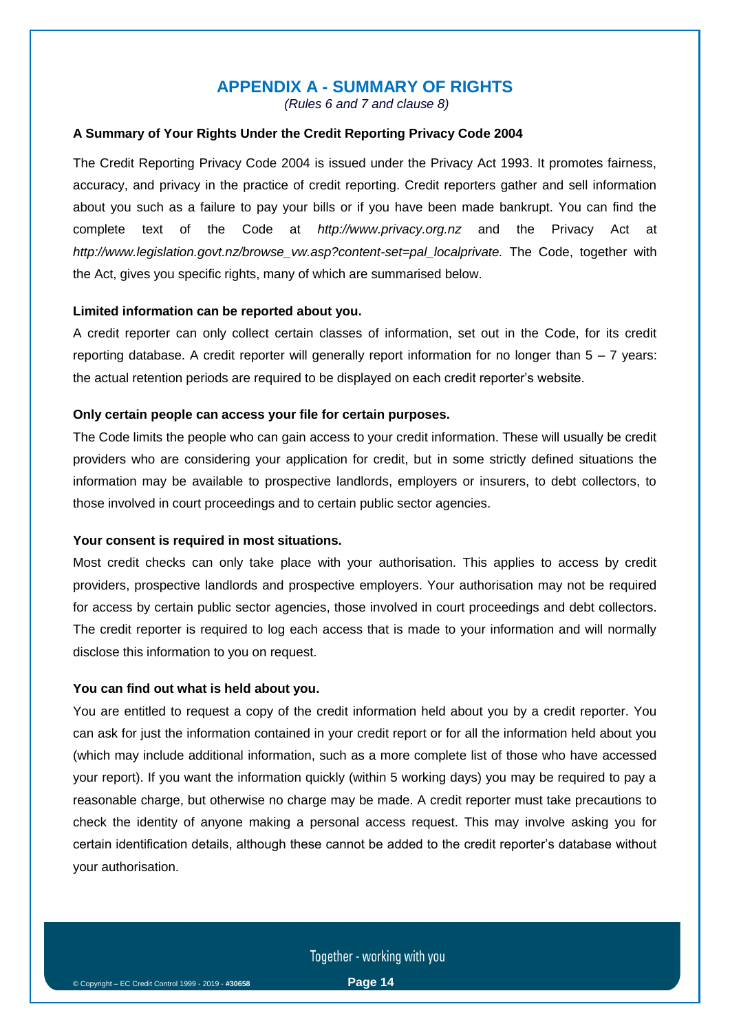# APPENDIX A - SUMMARY OF RIGHTS

*(Rules 6 and 7 and clause 8)*

**A Summary of Your Rights Under the Credit Reporting Privacy Code 2004**

The Credit Reporting Privacy Code 2004 is issued under the Privacy Act 1993. It promotes fairness, accuracy, and privacy in the practice of credit reporting. Credit reporters gather and sell information about you such as a failure to pay your bills or if you have been made bankrupt. You can find the complete text of the Code at *http://www.privacy.org.nz* and the Privacy Act at *http://www.legislation.govt.nz/browse_vw.asp?content-set=pal_localprivate.* The Code, together with the Act, gives you specific rights, many of which are summarised below.

**Limited information can be reported about you.**

A credit reporter can only collect certain classes of information, set out in the Code, for its credit reporting database. A credit reporter will generally report information for no longer than 5 – 7 years: the actual retention periods are required to be displayed on each credit reporter's website.

**Only certain people can access your file for certain purposes.**

The Code limits the people who can gain access to your credit information. These will usually be credit providers who are considering your application for credit, but in some strictly defined situations the information may be available to prospective landlords, employers or insurers, to debt collectors, to those involved in court proceedings and to certain public sector agencies.

**Your consent is required in most situations.**

Most credit checks can only take place with your authorisation. This applies to access by credit providers, prospective landlords and prospective employers. Your authorisation may not be required for access by certain public sector agencies, those involved in court proceedings and debt collectors. The credit reporter is required to log each access that is made to your information and will normally disclose this information to you on request.

**You can find out what is held about you.**

You are entitled to request a copy of the credit information held about you by a credit reporter. You can ask for just the information contained in your credit report or for all the information held about you (which may include additional information, such as a more complete list of those who have accessed your report). If you want the information quickly (within 5 working days) you may be required to pay a reasonable charge, but otherwise no charge may be made. A credit reporter must take precautions to check the identity of anyone making a personal access request. This may involve asking you for certain identification details, although these cannot be added to the credit reporter's database without your authorisation.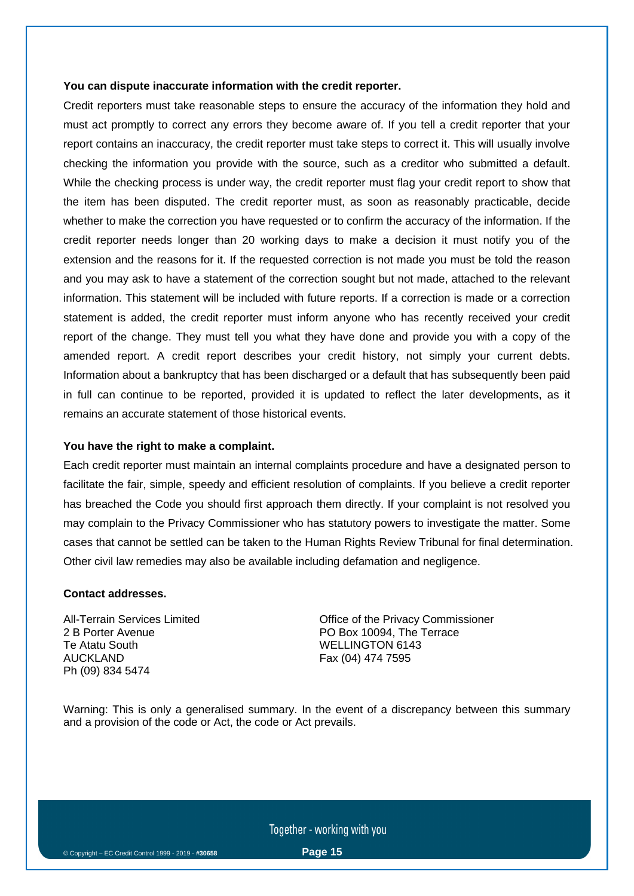**You can dispute inaccurate information with the credit reporter.**

Credit reporters must take reasonable steps to ensure the accuracy of the information they hold and must act promptly to correct any errors they become aware of. If you tell a credit reporter that your report contains an inaccuracy, the credit reporter must take steps to correct it. This will usually involve checking the information you provide with the source, such as a creditor who submitted a default. While the checking process is under way, the credit reporter must flag your credit report to show that the item has been disputed. The credit reporter must, as soon as reasonably practicable, decide whether to make the correction you have requested or to confirm the accuracy of the information. If the credit reporter needs longer than 20 working days to make a decision it must notify you of the extension and the reasons for it. If the requested correction is not made you must be told the reason and you may ask to have a statement of the correction sought but not made, attached to the relevant information. This statement will be included with future reports. If a correction is made or a correction statement is added, the credit reporter must inform anyone who has recently received your credit report of the change. They must tell you what they have done and provide you with a copy of the amended report. A credit report describes your credit history, not simply your current debts. Information about a bankruptcy that has been discharged or a default that has subsequently been paid in full can continue to be reported, provided it is updated to reflect the later developments, as it remains an accurate statement of those historical events.

**You have the right to make a complaint.**

Each credit reporter must maintain an internal complaints procedure and have a designated person to facilitate the fair, simple, speedy and efficient resolution of complaints. If you believe a credit reporter has breached the Code you should first approach them directly. If your complaint is not resolved you may complain to the Privacy Commissioner who has statutory powers to investigate the matter. Some cases that cannot be settled can be taken to the Human Rights Review Tribunal for final determination. Other civil law remedies may also be available including defamation and negligence.

**Contact addresses.**

All-Terrain Services Limited
2 B Porter Avenue
Te Atatu South
AUCKLAND
Ph (09) 834 5474

Office of the Privacy Commissioner
PO Box 10094, The Terrace
WELLINGTON 6143
Fax (04) 474 7595

Warning: This is only a generalised summary. In the event of a discrepancy between this summary and a provision of the code or Act, the code or Act prevails.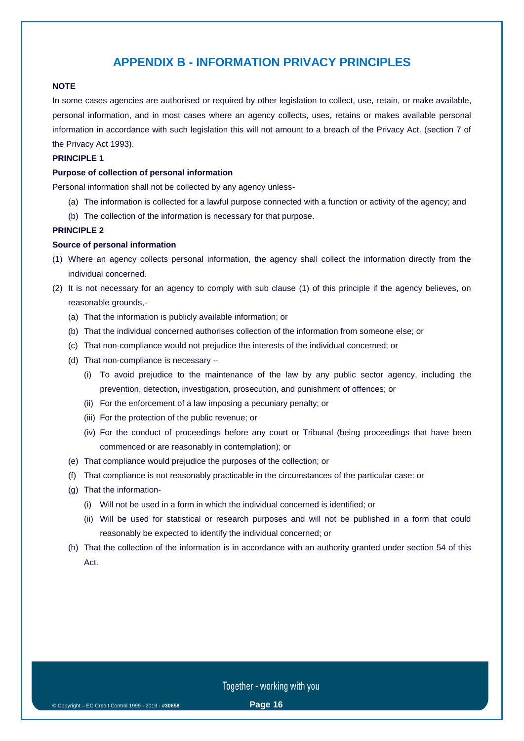# APPENDIX B - INFORMATION PRIVACY PRINCIPLES

**NOTE**

In some cases agencies are authorised or required by other legislation to collect, use, retain, or make available, personal information, and in most cases where an agency collects, uses, retains or makes available personal information in accordance with such legislation this will not amount to a breach of the Privacy Act. (section 7 of the Privacy Act 1993).

**PRINCIPLE 1**

**Purpose of collection of personal information**

Personal information shall not be collected by any agency unless-

- (a) The information is collected for a lawful purpose connected with a function or activity of the agency; and
- (b) The collection of the information is necessary for that purpose.

**PRINCIPLE 2**

**Source of personal information**

(1) Where an agency collects personal information, the agency shall collect the information directly from the individual concerned.

(2) It is not necessary for an agency to comply with sub clause (1) of this principle if the agency believes, on reasonable grounds,-

- (a) That the information is publicly available information; or
- (b) That the individual concerned authorises collection of the information from someone else; or
- (c) That non-compliance would not prejudice the interests of the individual concerned; or
- (d) That non-compliance is necessary --
  - (i) To avoid prejudice to the maintenance of the law by any public sector agency, including the prevention, detection, investigation, prosecution, and punishment of offences; or
  - (ii) For the enforcement of a law imposing a pecuniary penalty; or
  - (iii) For the protection of the public revenue; or
  - (iv) For the conduct of proceedings before any court or Tribunal (being proceedings that have been commenced or are reasonably in contemplation); or
- (e) That compliance would prejudice the purposes of the collection; or
- (f) That compliance is not reasonably practicable in the circumstances of the particular case: or
- (g) That the information-
  - (i) Will not be used in a form in which the individual concerned is identified; or
  - (ii) Will be used for statistical or research purposes and will not be published in a form that could reasonably be expected to identify the individual concerned; or
- (h) That the collection of the information is in accordance with an authority granted under section 54 of this Act.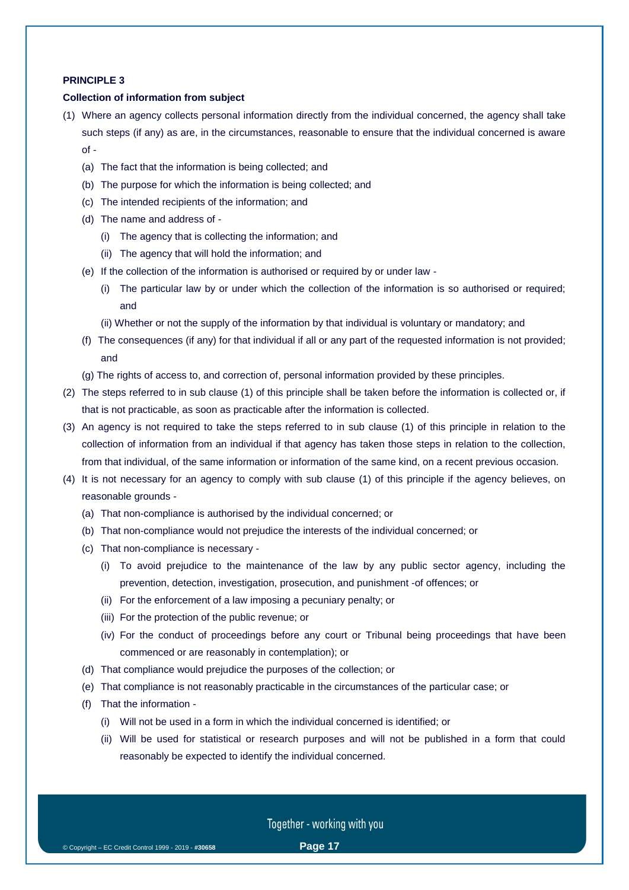**PRINCIPLE 3**

**Collection of information from subject**

(1) Where an agency collects personal information directly from the individual concerned, the agency shall take such steps (if any) as are, in the circumstances, reasonable to ensure that the individual concerned is aware of -

  (a) The fact that the information is being collected; and

  (b) The purpose for which the information is being collected; and

  (c) The intended recipients of the information; and

  (d) The name and address of -

    (i) The agency that is collecting the information; and

    (ii) The agency that will hold the information; and

  (e) If the collection of the information is authorised or required by or under law -

    (i) The particular law by or under which the collection of the information is so authorised or required; and

    (ii) Whether or not the supply of the information by that individual is voluntary or mandatory; and

  (f) The consequences (if any) for that individual if all or any part of the requested information is not provided; and

  (g) The rights of access to, and correction of, personal information provided by these principles.

(2) The steps referred to in sub clause (1) of this principle shall be taken before the information is collected or, if that is not practicable, as soon as practicable after the information is collected.

(3) An agency is not required to take the steps referred to in sub clause (1) of this principle in relation to the collection of information from an individual if that agency has taken those steps in relation to the collection, from that individual, of the same information or information of the same kind, on a recent previous occasion.

(4) It is not necessary for an agency to comply with sub clause (1) of this principle if the agency believes, on reasonable grounds -

  (a) That non-compliance is authorised by the individual concerned; or

  (b) That non-compliance would not prejudice the interests of the individual concerned; or

  (c) That non-compliance is necessary -

    (i) To avoid prejudice to the maintenance of the law by any public sector agency, including the prevention, detection, investigation, prosecution, and punishment -of offences; or

    (ii) For the enforcement of a law imposing a pecuniary penalty; or

    (iii) For the protection of the public revenue; or

    (iv) For the conduct of proceedings before any court or Tribunal being proceedings that have been commenced or are reasonably in contemplation); or

  (d) That compliance would prejudice the purposes of the collection; or

  (e) That compliance is not reasonably practicable in the circumstances of the particular case; or

  (f) That the information -

    (i) Will not be used in a form in which the individual concerned is identified; or

    (ii) Will be used for statistical or research purposes and will not be published in a form that could reasonably be expected to identify the individual concerned.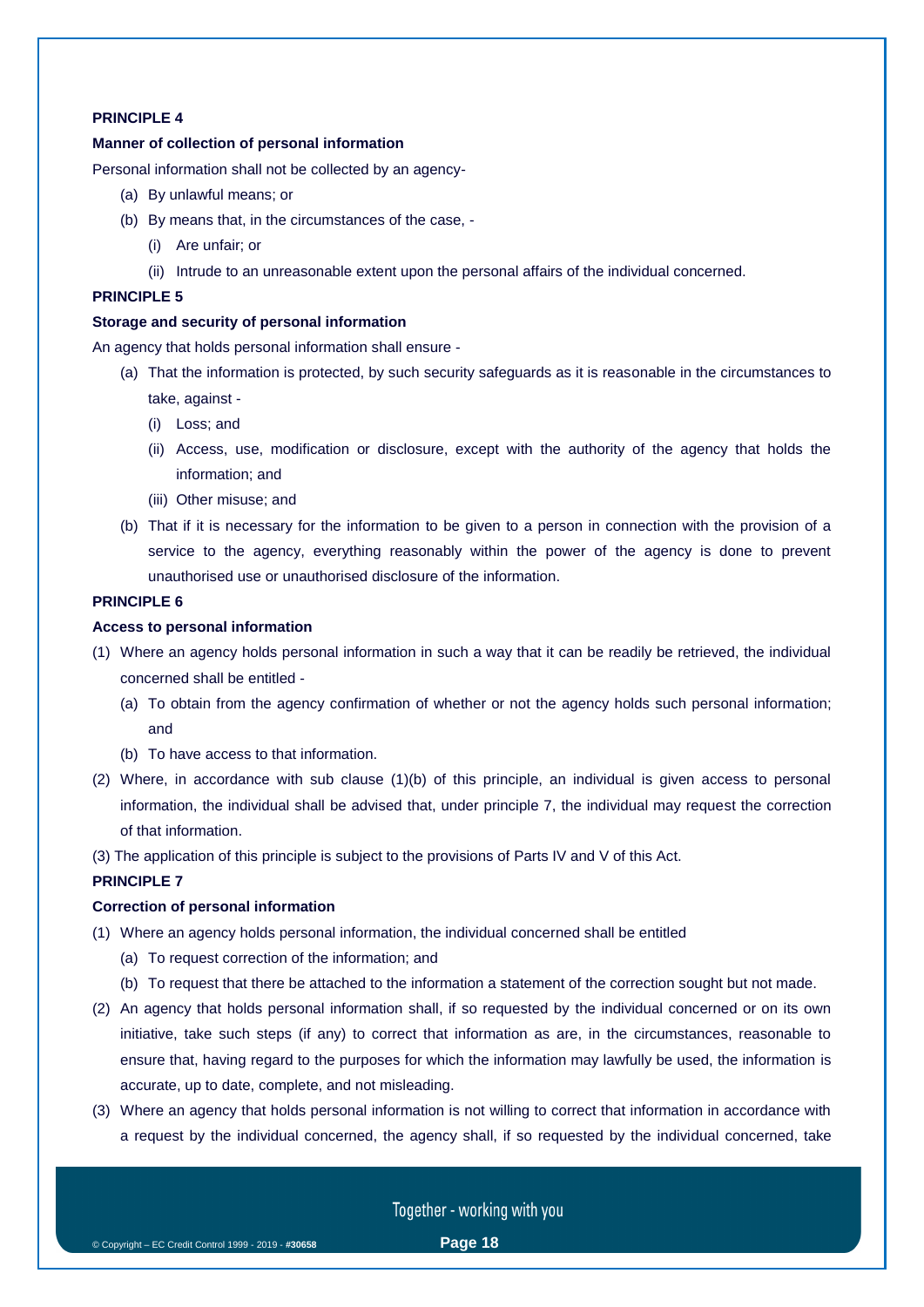**PRINCIPLE 4**

**Manner of collection of personal information**

Personal information shall not be collected by an agency-

- (a) By unlawful means; or
- (b) By means that, in the circumstances of the case, -
  - (i) Are unfair; or
  - (ii) Intrude to an unreasonable extent upon the personal affairs of the individual concerned.

**PRINCIPLE 5**

**Storage and security of personal information**

An agency that holds personal information shall ensure -

- (a) That the information is protected, by such security safeguards as it is reasonable in the circumstances to take, against -
  - (i) Loss; and
  - (ii) Access, use, modification or disclosure, except with the authority of the agency that holds the information; and
  - (iii) Other misuse; and
- (b) That if it is necessary for the information to be given to a person in connection with the provision of a service to the agency, everything reasonably within the power of the agency is done to prevent unauthorised use or unauthorised disclosure of the information.

**PRINCIPLE 6**

**Access to personal information**

(1) Where an agency holds personal information in such a way that it can be readily be retrieved, the individual concerned shall be entitled -

- (a) To obtain from the agency confirmation of whether or not the agency holds such personal information; and
- (b) To have access to that information.

(2) Where, in accordance with sub clause (1)(b) of this principle, an individual is given access to personal information, the individual shall be advised that, under principle 7, the individual may request the correction of that information.

(3) The application of this principle is subject to the provisions of Parts IV and V of this Act.

**PRINCIPLE 7**

**Correction of personal information**

(1) Where an agency holds personal information, the individual concerned shall be entitled

- (a) To request correction of the information; and
- (b) To request that there be attached to the information a statement of the correction sought but not made.

(2) An agency that holds personal information shall, if so requested by the individual concerned or on its own initiative, take such steps (if any) to correct that information as are, in the circumstances, reasonable to ensure that, having regard to the purposes for which the information may lawfully be used, the information is accurate, up to date, complete, and not misleading.

(3) Where an agency that holds personal information is not willing to correct that information in accordance with a request by the individual concerned, the agency shall, if so requested by the individual concerned, take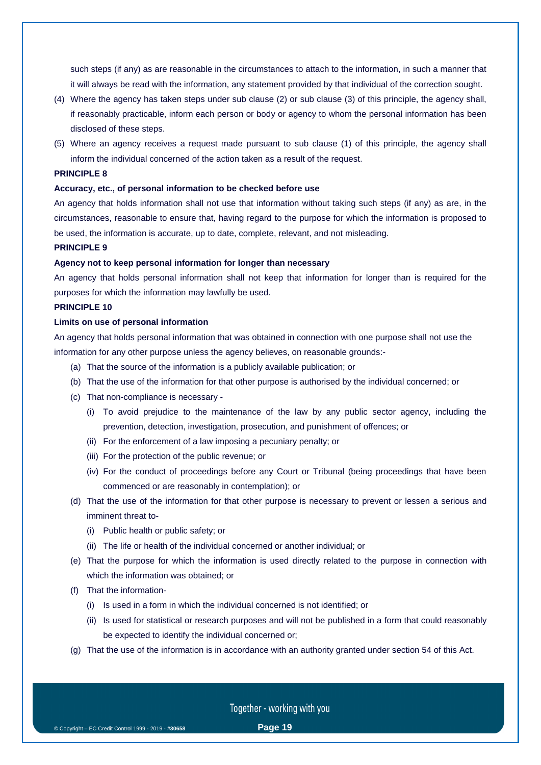such steps (if any) as are reasonable in the circumstances to attach to the information, in such a manner that it will always be read with the information, any statement provided by that individual of the correction sought.

(4) Where the agency has taken steps under sub clause (2) or sub clause (3) of this principle, the agency shall, if reasonably practicable, inform each person or body or agency to whom the personal information has been disclosed of these steps.

(5) Where an agency receives a request made pursuant to sub clause (1) of this principle, the agency shall inform the individual concerned of the action taken as a result of the request.

**PRINCIPLE 8**

**Accuracy, etc., of personal information to be checked before use**

An agency that holds information shall not use that information without taking such steps (if any) as are, in the circumstances, reasonable to ensure that, having regard to the purpose for which the information is proposed to be used, the information is accurate, up to date, complete, relevant, and not misleading.

**PRINCIPLE 9**

**Agency not to keep personal information for longer than necessary**

An agency that holds personal information shall not keep that information for longer than is required for the purposes for which the information may lawfully be used.

**PRINCIPLE 10**

**Limits on use of personal information**

An agency that holds personal information that was obtained in connection with one purpose shall not use the information for any other purpose unless the agency believes, on reasonable grounds:-

(a) That the source of the information is a publicly available publication; or

(b) That the use of the information for that other purpose is authorised by the individual concerned; or

(c) That non-compliance is necessary -

   (i) To avoid prejudice to the maintenance of the law by any public sector agency, including the prevention, detection, investigation, prosecution, and punishment of offences; or

   (ii) For the enforcement of a law imposing a pecuniary penalty; or

   (iii) For the protection of the public revenue; or

   (iv) For the conduct of proceedings before any Court or Tribunal (being proceedings that have been commenced or are reasonably in contemplation); or

(d) That the use of the information for that other purpose is necessary to prevent or lessen a serious and imminent threat to-

   (i) Public health or public safety; or

   (ii) The life or health of the individual concerned or another individual; or

(e) That the purpose for which the information is used directly related to the purpose in connection with which the information was obtained; or

(f) That the information-

   (i) Is used in a form in which the individual concerned is not identified; or

   (ii) Is used for statistical or research purposes and will not be published in a form that could reasonably be expected to identify the individual concerned or;

(g) That the use of the information is in accordance with an authority granted under section 54 of this Act.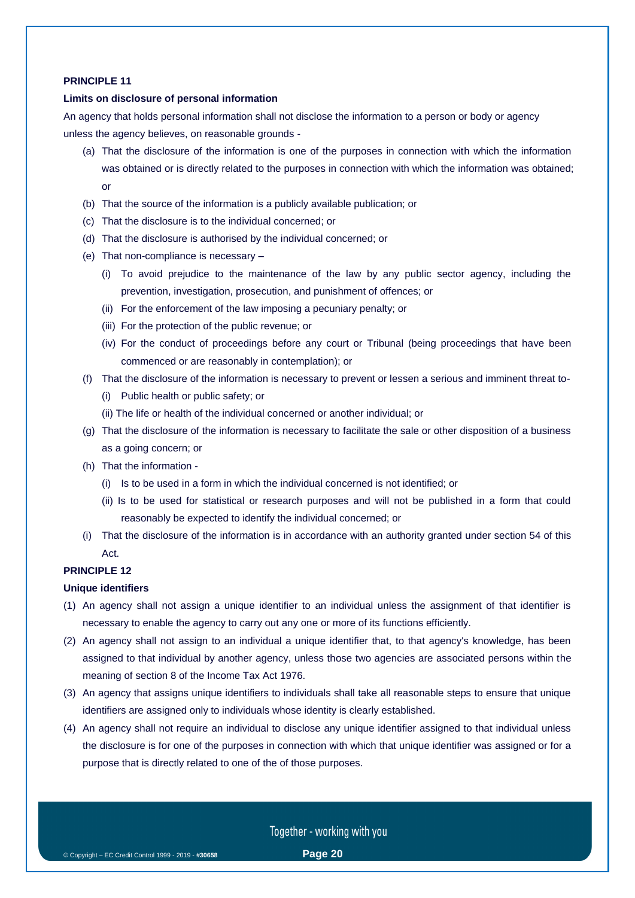**PRINCIPLE 11**

**Limits on disclosure of personal information**

An agency that holds personal information shall not disclose the information to a person or body or agency unless the agency believes, on reasonable grounds -

- (a) That the disclosure of the information is one of the purposes in connection with which the information was obtained or is directly related to the purposes in connection with which the information was obtained; or
- (b) That the source of the information is a publicly available publication; or
- (c) That the disclosure is to the individual concerned; or
- (d) That the disclosure is authorised by the individual concerned; or
- (e) That non-compliance is necessary –
  - (i) To avoid prejudice to the maintenance of the law by any public sector agency, including the prevention, investigation, prosecution, and punishment of offences; or
  - (ii) For the enforcement of the law imposing a pecuniary penalty; or
  - (iii) For the protection of the public revenue; or
  - (iv) For the conduct of proceedings before any court or Tribunal (being proceedings that have been commenced or are reasonably in contemplation); or
- (f) That the disclosure of the information is necessary to prevent or lessen a serious and imminent threat to-
  - (i) Public health or public safety; or
  - (ii) The life or health of the individual concerned or another individual; or
- (g) That the disclosure of the information is necessary to facilitate the sale or other disposition of a business as a going concern; or
- (h) That the information -
  - (i) Is to be used in a form in which the individual concerned is not identified; or
  - (ii) Is to be used for statistical or research purposes and will not be published in a form that could reasonably be expected to identify the individual concerned; or
- (i) That the disclosure of the information is in accordance with an authority granted under section 54 of this Act.

**PRINCIPLE 12**

**Unique identifiers**

1. An agency shall not assign a unique identifier to an individual unless the assignment of that identifier is necessary to enable the agency to carry out any one or more of its functions efficiently.
2. An agency shall not assign to an individual a unique identifier that, to that agency's knowledge, has been assigned to that individual by another agency, unless those two agencies are associated persons within the meaning of section 8 of the Income Tax Act 1976.
3. An agency that assigns unique identifiers to individuals shall take all reasonable steps to ensure that unique identifiers are assigned only to individuals whose identity is clearly established.
4. An agency shall not require an individual to disclose any unique identifier assigned to that individual unless the disclosure is for one of the purposes in connection with which that unique identifier was assigned or for a purpose that is directly related to one of the of those purposes.